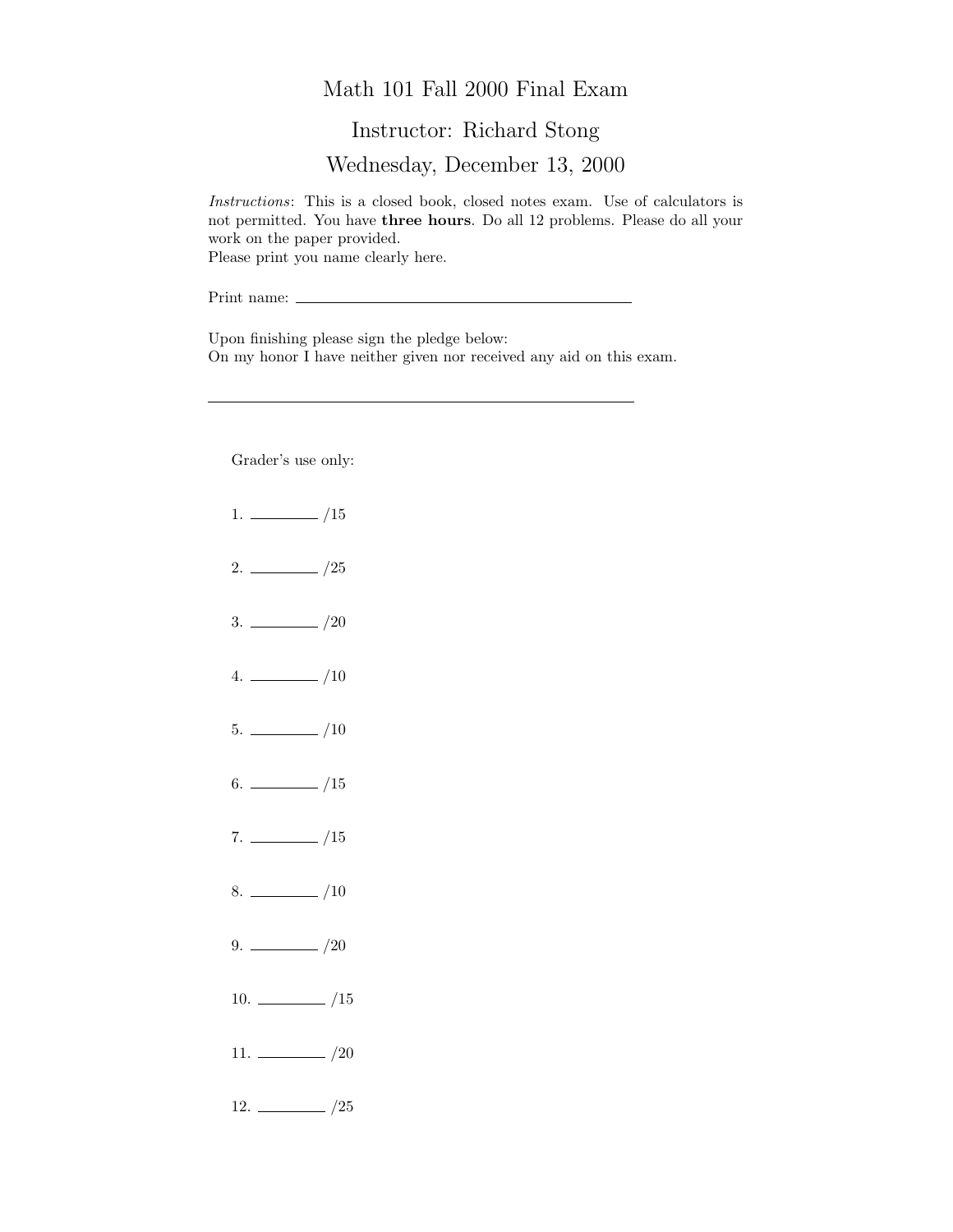# Math 101 Fall 2000 Final Exam

## Instructor: Richard Stong

## Wednesday, December 13, 2000

*Instructions*: This is a closed book, closed notes exam. Use of calculators is not permitted. You have **three hours**. Do all 12 problems. Please do all your work on the paper provided.
Please print you name clearly here.

Print name: ________________________________________

Upon finishing please sign the pledge below:
On my honor I have neither given nor received any aid on this exam.

________________________________________

Grader's use only:

1. ________ /15

2. ________ /25

3. ________ /20

4. ________ /10

5. ________ /10

6. ________ /15

7. ________ /15

8. ________ /10

9. ________ /20

10. ________ /15

11. ________ /20

12. ________ /25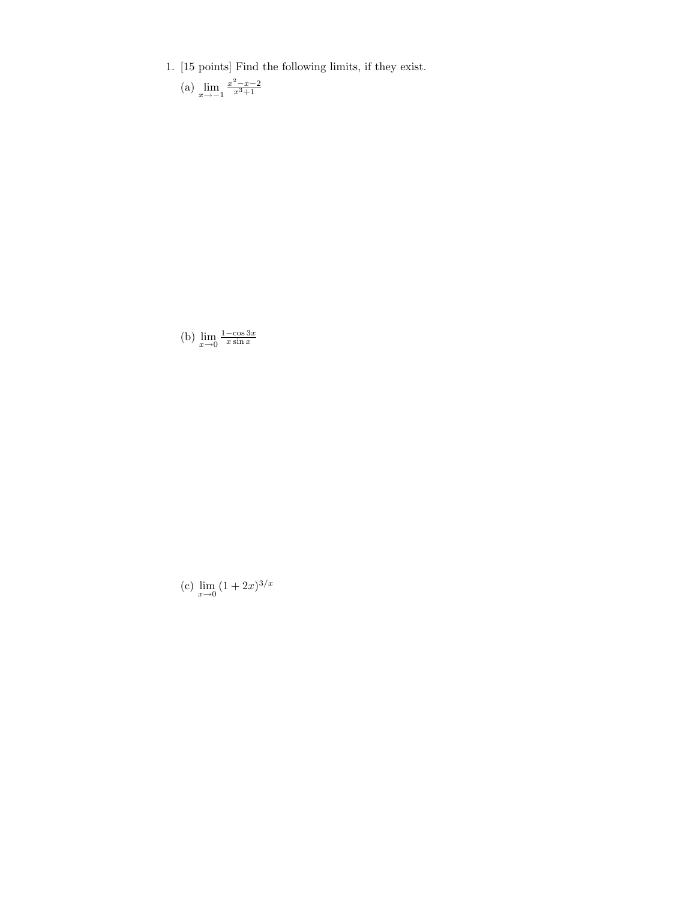1. [15 points] Find the following limits, if they exist.

   (a) $\lim_{x \to -1} \frac{x^2 - x - 2}{x^3 + 1}$

   (b) $\lim_{x \to 0} \frac{1 - \cos 3x}{x \sin x}$

   (c) $\lim_{x \to 0} (1 + 2x)^{3/x}$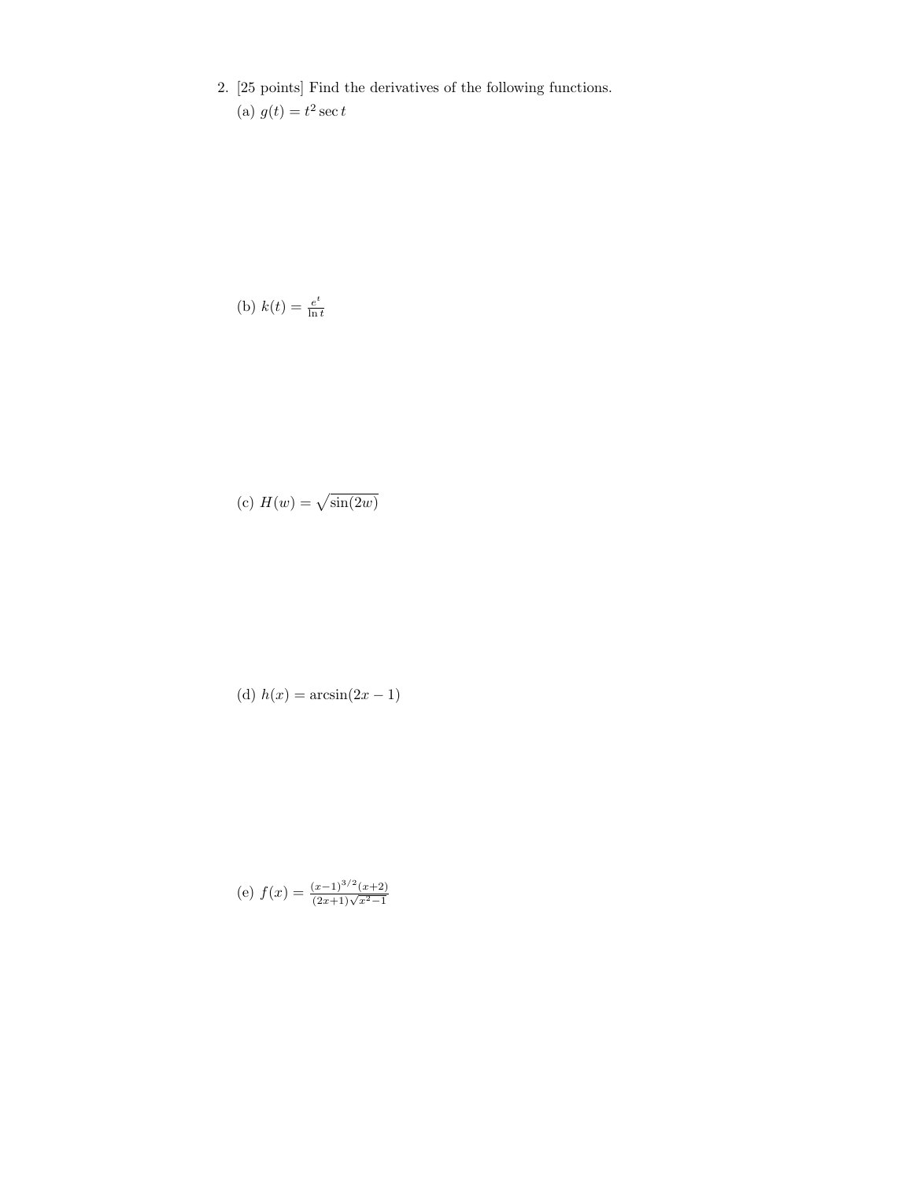2. [25 points] Find the derivatives of the following functions.

(a) $g(t) = t^2 \sec t$

(b) $k(t) = \frac{e^t}{\ln t}$

(c) $H(w) = \sqrt{\sin(2w)}$

(d) $h(x) = \arcsin(2x - 1)$

(e) $f(x) = \frac{(x-1)^{3/2}(x+2)}{(2x+1)\sqrt{x^2-1}}$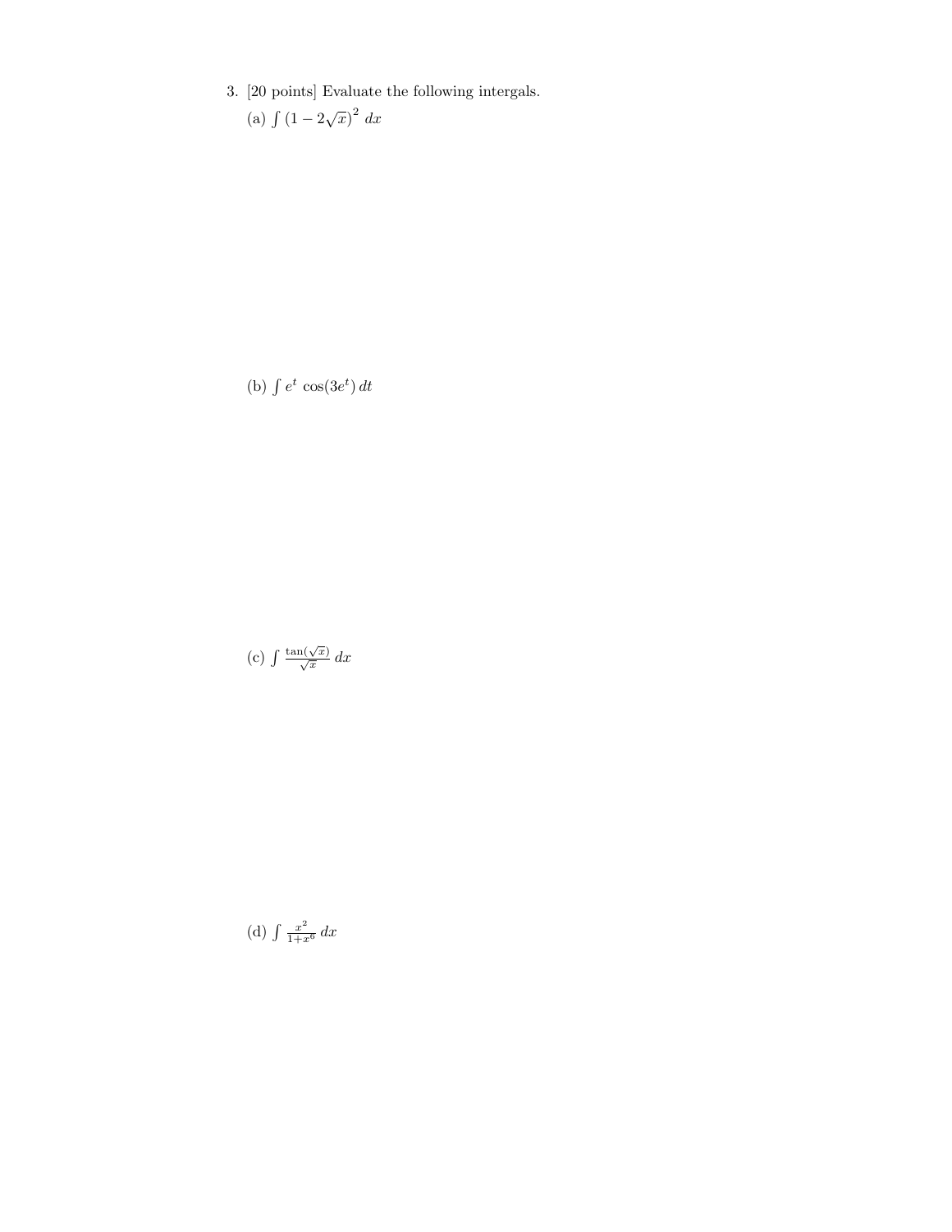3. [20 points] Evaluate the following intergals.

(a) $\int \left(1 - 2\sqrt{x}\right)^2 \, dx$

(b) $\int e^t \cos(3e^t) \, dt$

(c) $\int \frac{\tan(\sqrt{x})}{\sqrt{x}} \, dx$

(d) $\int \frac{x^2}{1+x^6} \, dx$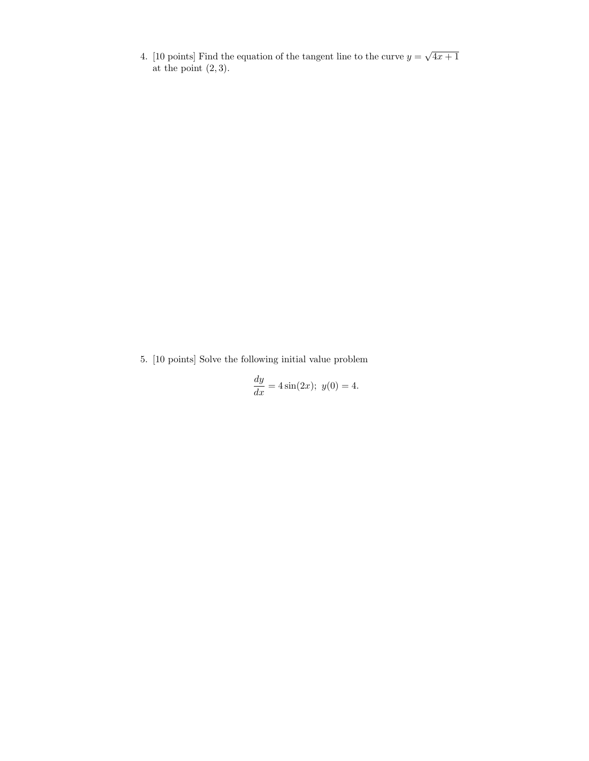4. [10 points] Find the equation of the tangent line to the curve $y = \sqrt{4x+1}$ at the point $(2, 3)$.

5. [10 points] Solve the following initial value problem

$$\frac{dy}{dx} = 4\sin(2x);\ \ y(0) = 4.$$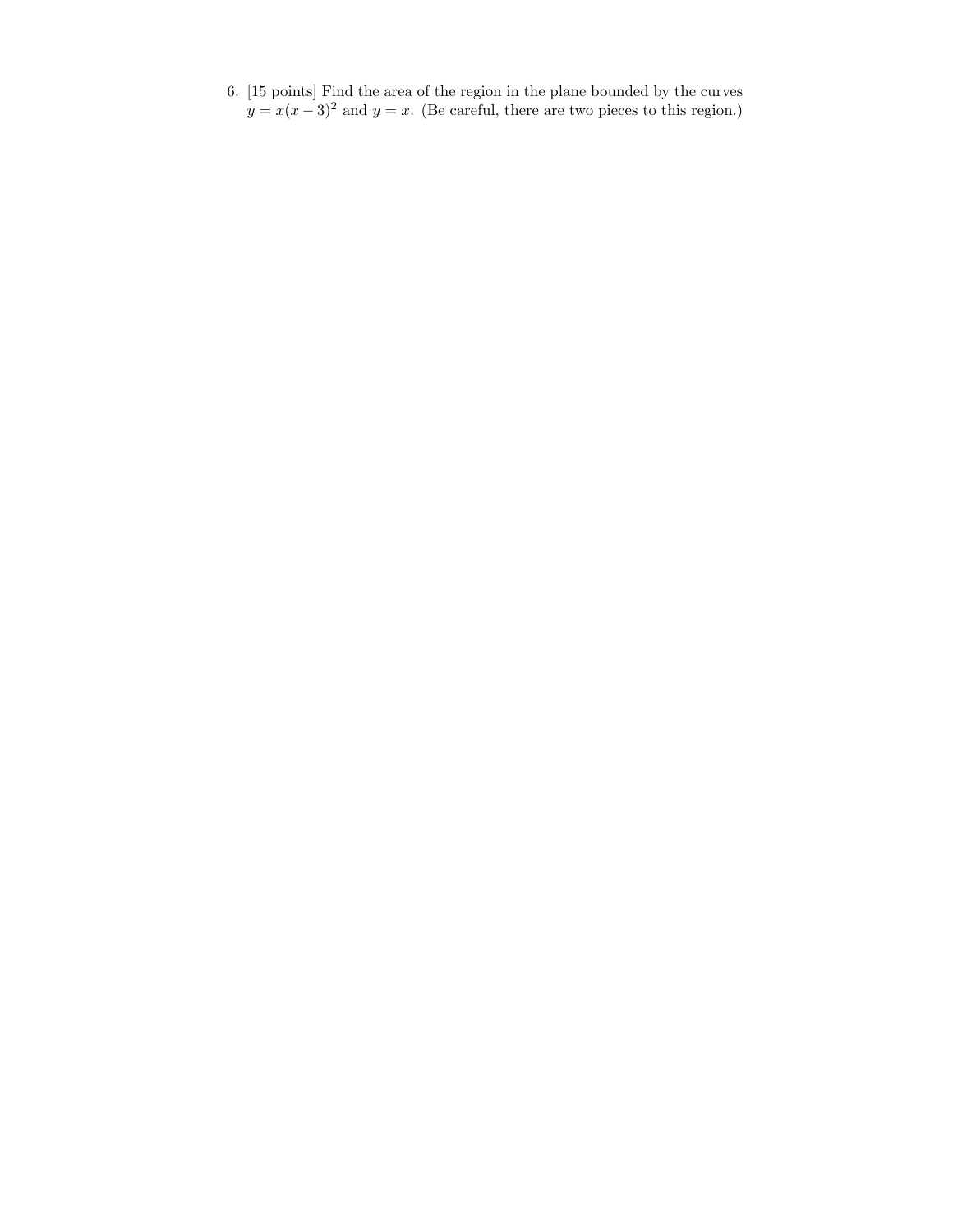6. [15 points] Find the area of the region in the plane bounded by the curves $y = x(x-3)^2$ and $y = x$. (Be careful, there are two pieces to this region.)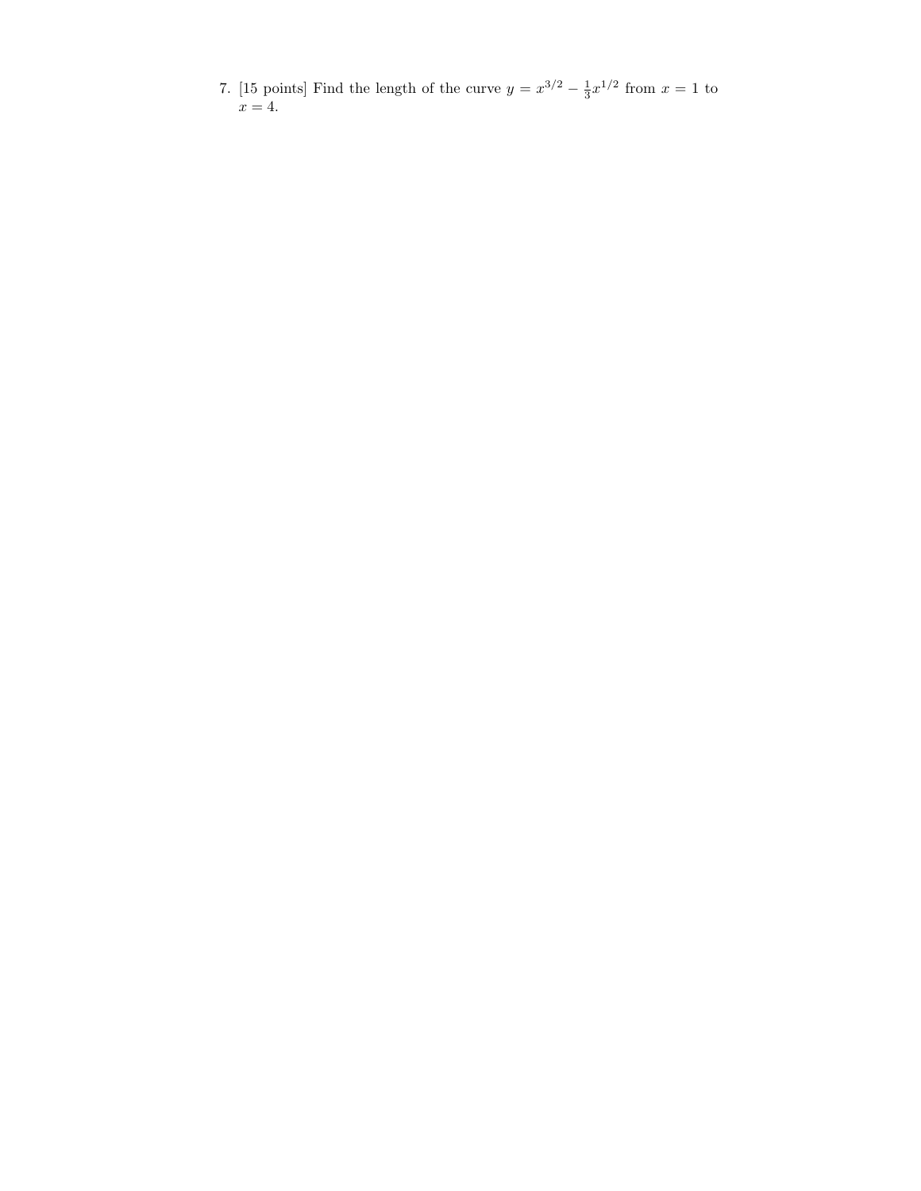7. [15 points] Find the length of the curve $y = x^{3/2} - \frac{1}{3}x^{1/2}$ from $x = 1$ to $x = 4$.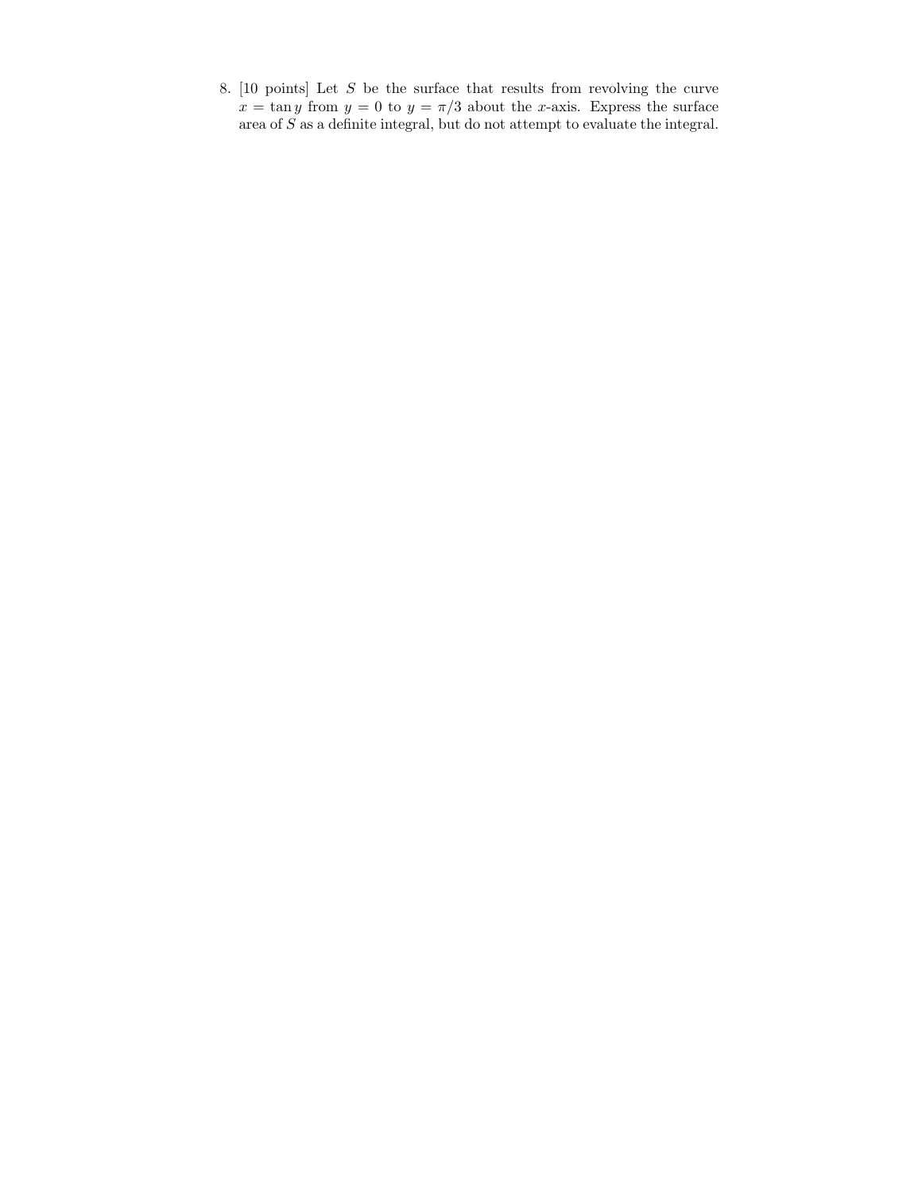8. [10 points] Let $S$ be the surface that results from revolving the curve $x = \tan y$ from $y = 0$ to $y = \pi/3$ about the $x$-axis. Express the surface area of $S$ as a definite integral, but do not attempt to evaluate the integral.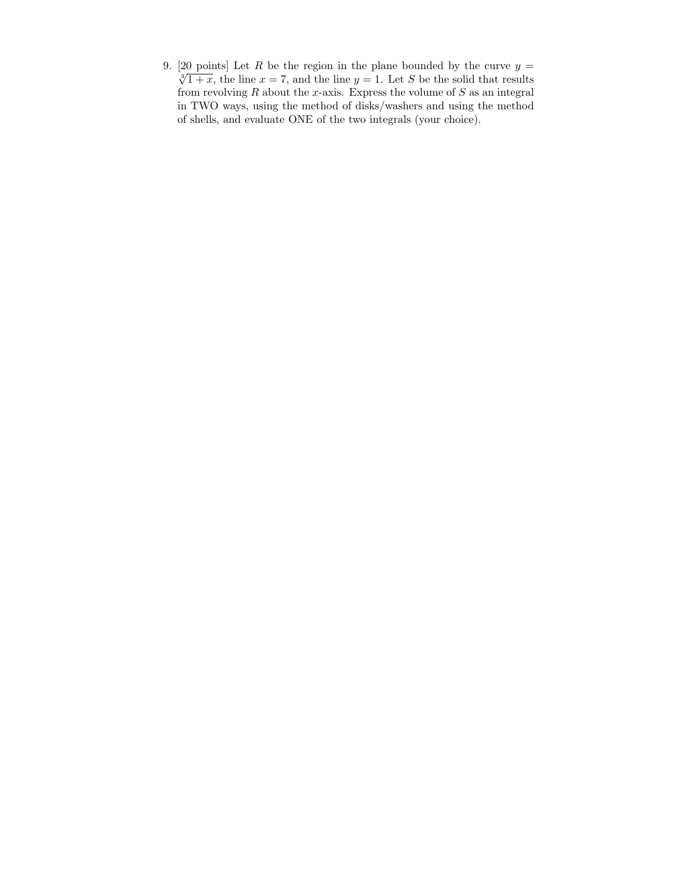9. [20 points] Let $R$ be the region in the plane bounded by the curve $y = \sqrt[3]{1+x}$, the line $x = 7$, and the line $y = 1$. Let $S$ be the solid that results from revolving $R$ about the $x$-axis. Express the volume of $S$ as an integral in TWO ways, using the method of disks/washers and using the method of shells, and evaluate ONE of the two integrals (your choice).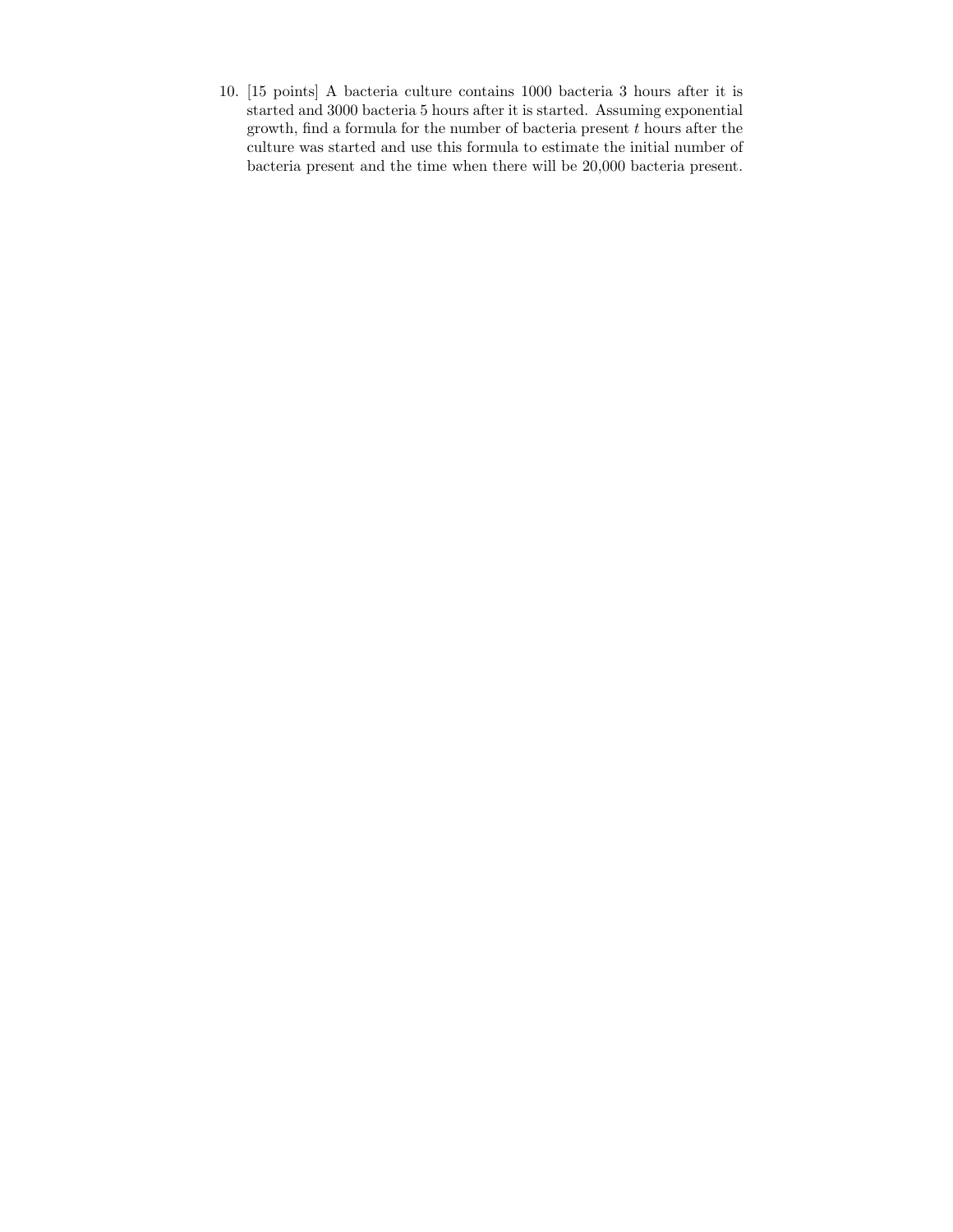10. [15 points] A bacteria culture contains 1000 bacteria 3 hours after it is started and 3000 bacteria 5 hours after it is started. Assuming exponential growth, find a formula for the number of bacteria present $t$ hours after the culture was started and use this formula to estimate the initial number of bacteria present and the time when there will be 20,000 bacteria present.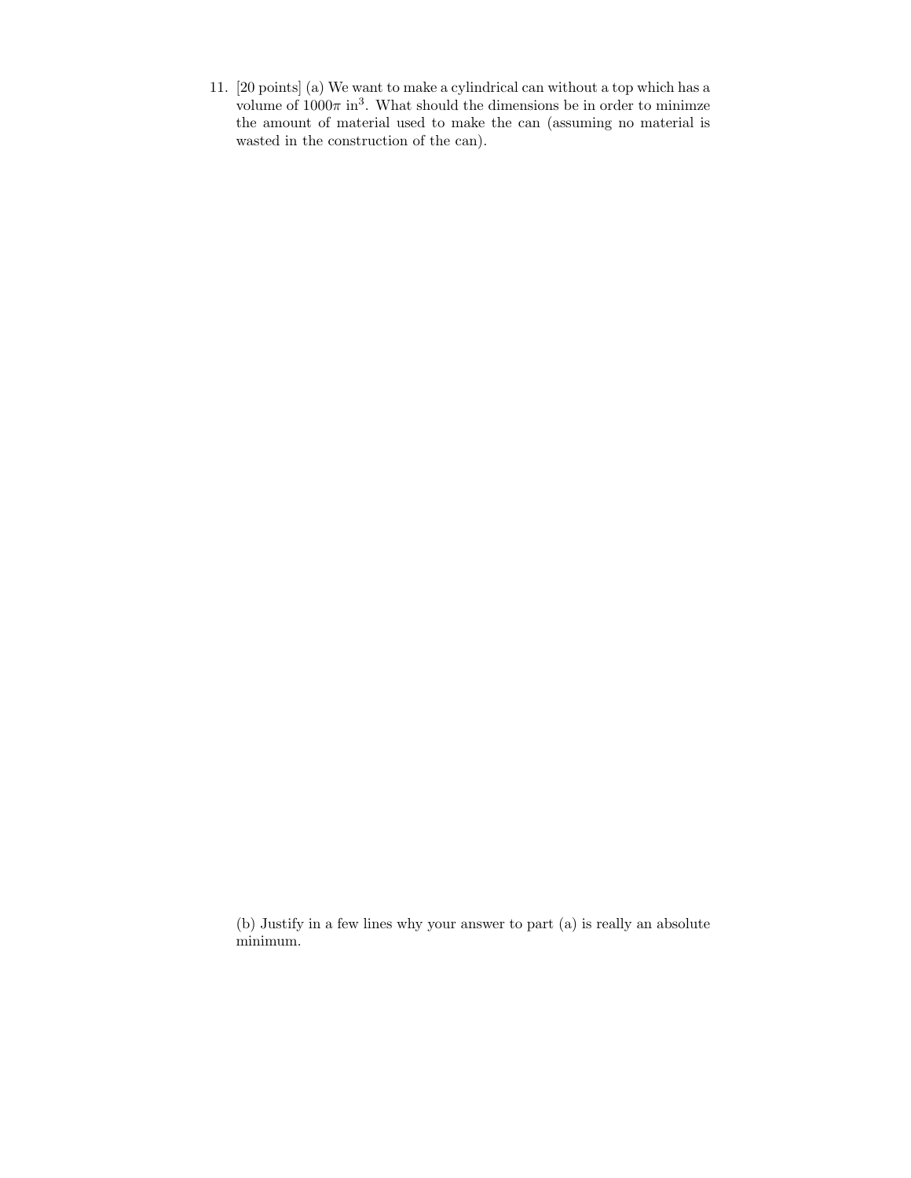11. [20 points] (a) We want to make a cylindrical can without a top which has a volume of $1000\pi$ in$^3$. What should the dimensions be in order to minimze the amount of material used to make the can (assuming no material is wasted in the construction of the can).

(b) Justify in a few lines why your answer to part (a) is really an absolute minimum.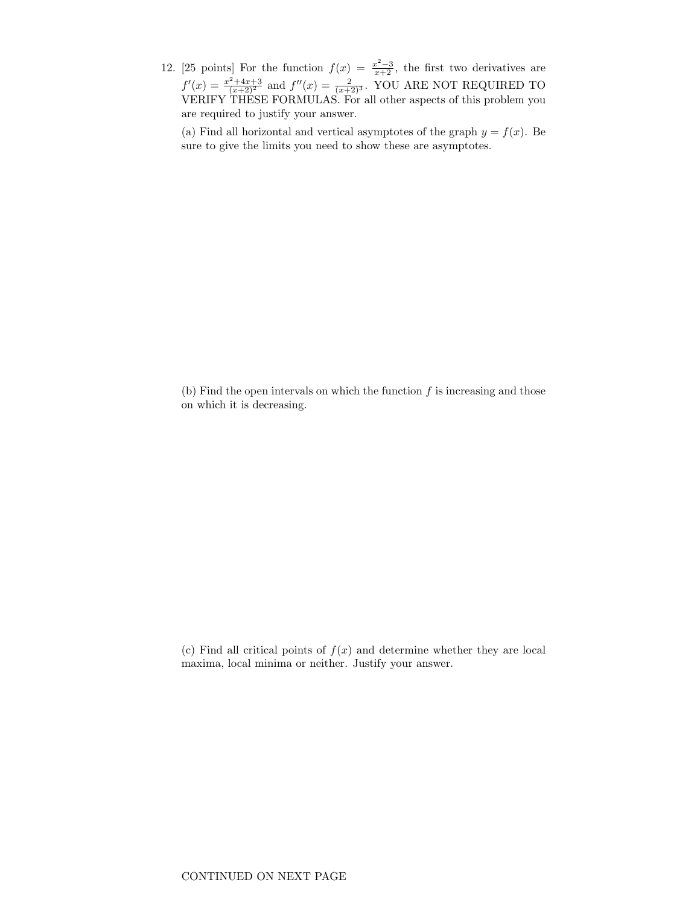12. [25 points] For the function $f(x) = \frac{x^2-3}{x+2}$, the first two derivatives are $f'(x) = \frac{x^2+4x+3}{(x+2)^2}$ and $f''(x) = \frac{2}{(x+2)^3}$. YOU ARE NOT REQUIRED TO VERIFY THESE FORMULAS. For all other aspects of this problem you are required to justify your answer.

   (a) Find all horizontal and vertical asymptotes of the graph $y = f(x)$. Be sure to give the limits you need to show these are asymptotes.

   (b) Find the open intervals on which the function $f$ is increasing and those on which it is decreasing.

   (c) Find all critical points of $f(x)$ and determine whether they are local maxima, local minima or neither. Justify your answer.

CONTINUED ON NEXT PAGE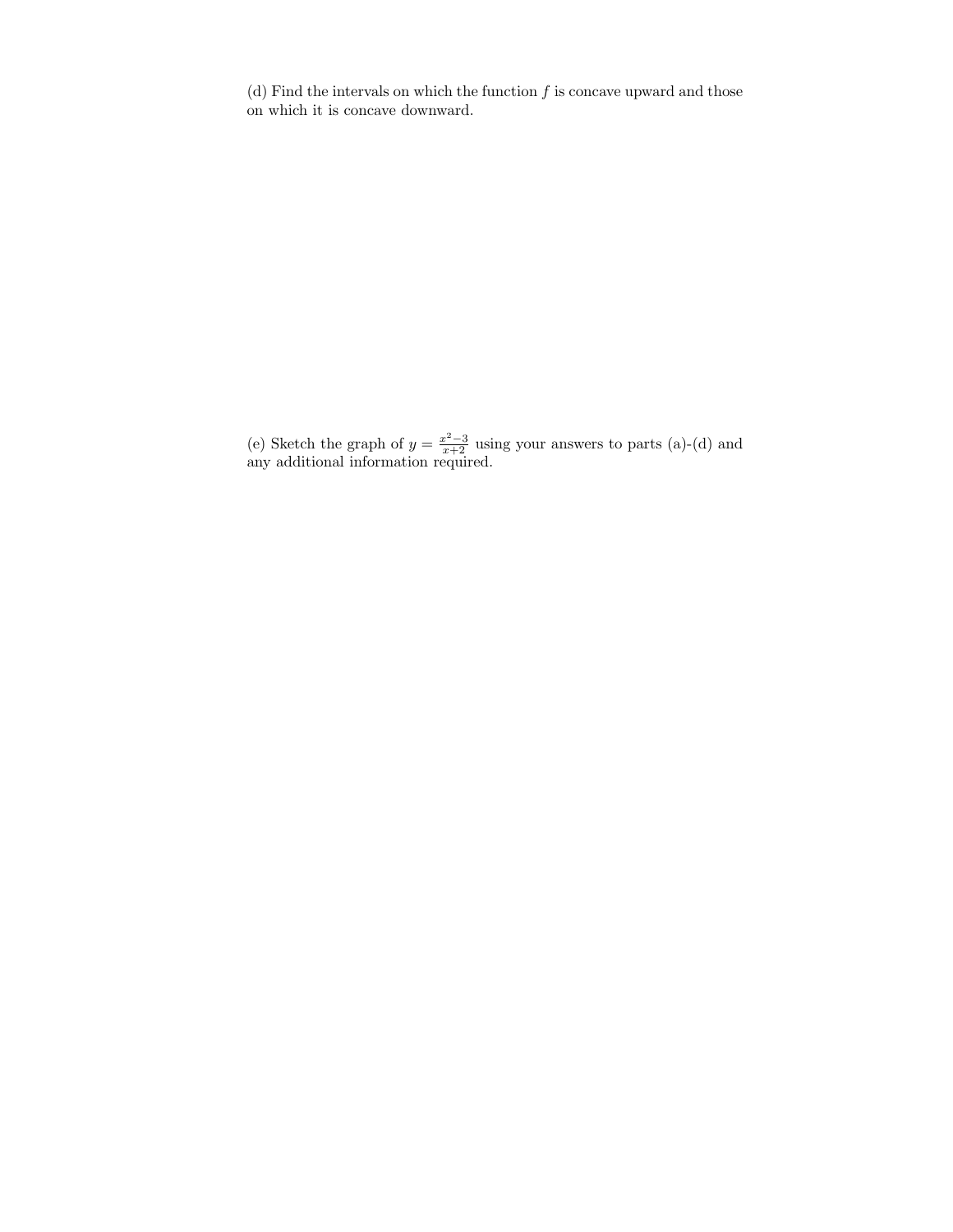(d) Find the intervals on which the function $f$ is concave upward and those on which it is concave downward.

(e) Sketch the graph of $y = \frac{x^2-3}{x+2}$ using your answers to parts (a)-(d) and any additional information required.